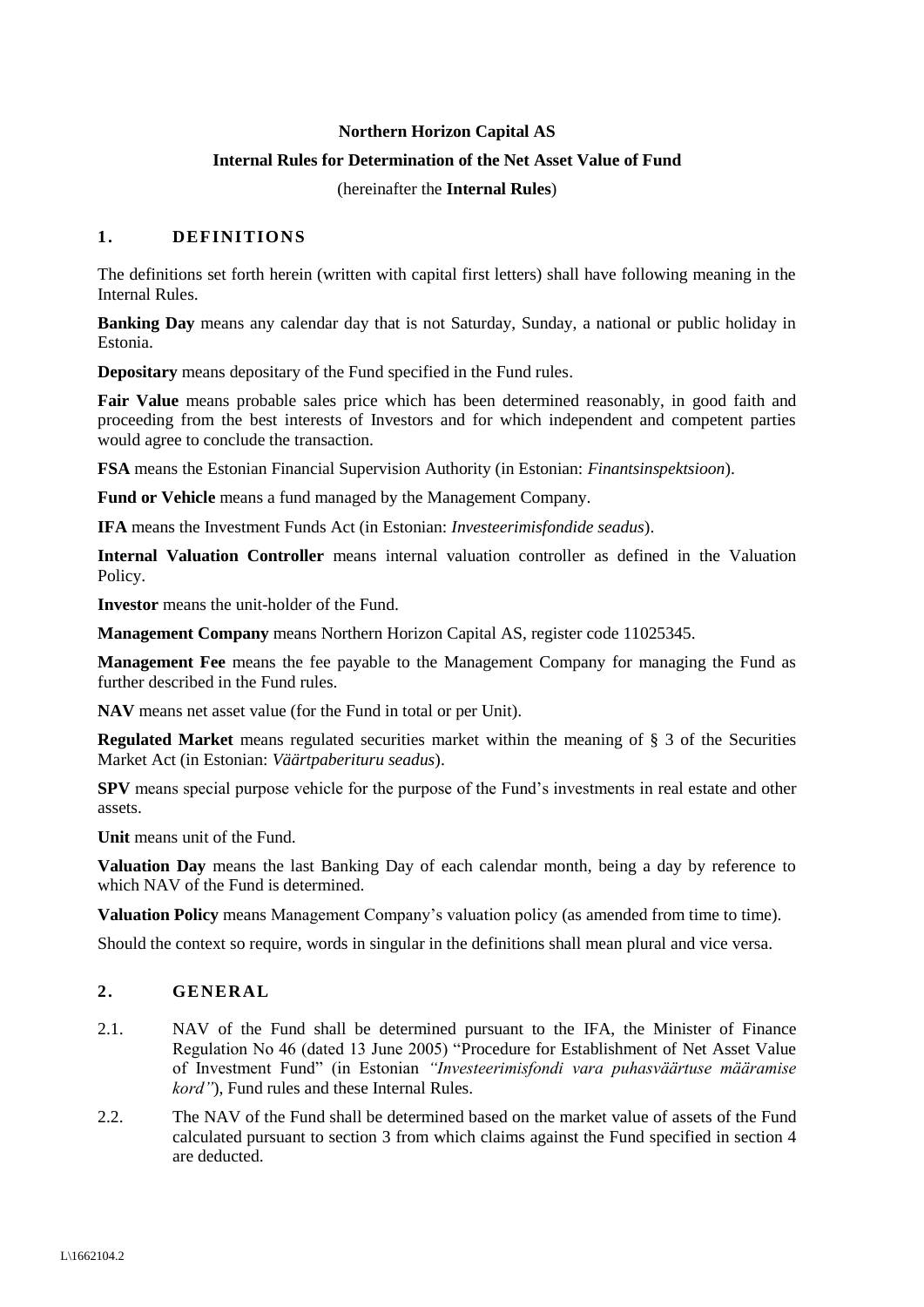**Northern Horizon Capital AS**

**Internal Rules for Determination of the Net Asset Value of Fund**

(hereinafter the **Internal Rules**)

## 1. DEFINITIONS

The definitions set forth herein (written with capital first letters) shall have following meaning in the Internal Rules.

**Banking Day** means any calendar day that is not Saturday, Sunday, a national or public holiday in Estonia.

**Depositary** means depositary of the Fund specified in the Fund rules.

**Fair Value** means probable sales price which has been determined reasonably, in good faith and proceeding from the best interests of Investors and for which independent and competent parties would agree to conclude the transaction.

**FSA** means the Estonian Financial Supervision Authority (in Estonian: *Finantsinspektsioon*).

**Fund or Vehicle** means a fund managed by the Management Company.

**IFA** means the Investment Funds Act (in Estonian: *Investeerimisfondide seadus*).

**Internal Valuation Controller** means internal valuation controller as defined in the Valuation Policy.

**Investor** means the unit-holder of the Fund.

**Management Company** means Northern Horizon Capital AS, register code 11025345.

**Management Fee** means the fee payable to the Management Company for managing the Fund as further described in the Fund rules.

**NAV** means net asset value (for the Fund in total or per Unit).

**Regulated Market** means regulated securities market within the meaning of § 3 of the Securities Market Act (in Estonian: *Väärtpaberituru seadus*).

**SPV** means special purpose vehicle for the purpose of the Fund's investments in real estate and other assets.

**Unit** means unit of the Fund.

**Valuation Day** means the last Banking Day of each calendar month, being a day by reference to which NAV of the Fund is determined.

**Valuation Policy** means Management Company's valuation policy (as amended from time to time).

Should the context so require, words in singular in the definitions shall mean plural and vice versa.

## 2. GENERAL

2.1. NAV of the Fund shall be determined pursuant to the IFA, the Minister of Finance Regulation No 46 (dated 13 June 2005) "Procedure for Establishment of Net Asset Value of Investment Fund" (in Estonian *"Investeerimisfondi vara puhasväärtuse määramise kord"*), Fund rules and these Internal Rules.

2.2. The NAV of the Fund shall be determined based on the market value of assets of the Fund calculated pursuant to section 3 from which claims against the Fund specified in section 4 are deducted.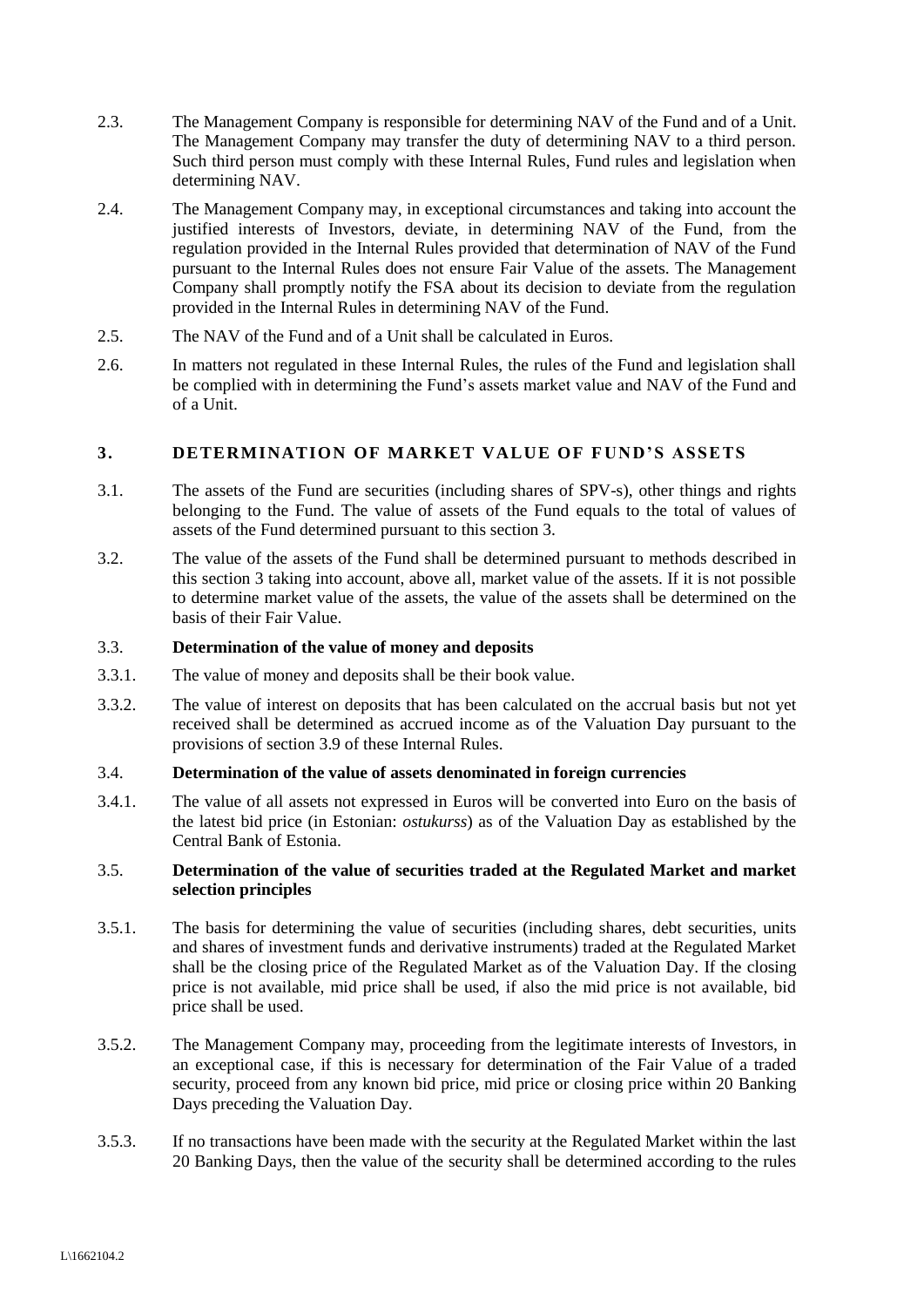2.3. The Management Company is responsible for determining NAV of the Fund and of a Unit. The Management Company may transfer the duty of determining NAV to a third person. Such third person must comply with these Internal Rules, Fund rules and legislation when determining NAV.

2.4. The Management Company may, in exceptional circumstances and taking into account the justified interests of Investors, deviate, in determining NAV of the Fund, from the regulation provided in the Internal Rules provided that determination of NAV of the Fund pursuant to the Internal Rules does not ensure Fair Value of the assets. The Management Company shall promptly notify the FSA about its decision to deviate from the regulation provided in the Internal Rules in determining NAV of the Fund.

2.5. The NAV of the Fund and of a Unit shall be calculated in Euros.

2.6. In matters not regulated in these Internal Rules, the rules of the Fund and legislation shall be complied with in determining the Fund's assets market value and NAV of the Fund and of a Unit.

## 3. DETERMINATION OF MARKET VALUE OF FUND'S ASSETS

3.1. The assets of the Fund are securities (including shares of SPV-s), other things and rights belonging to the Fund. The value of assets of the Fund equals to the total of values of assets of the Fund determined pursuant to this section 3.

3.2. The value of the assets of the Fund shall be determined pursuant to methods described in this section 3 taking into account, above all, market value of the assets. If it is not possible to determine market value of the assets, the value of the assets shall be determined on the basis of their Fair Value.

3.3. **Determination of the value of money and deposits**

3.3.1. The value of money and deposits shall be their book value.

3.3.2. The value of interest on deposits that has been calculated on the accrual basis but not yet received shall be determined as accrued income as of the Valuation Day pursuant to the provisions of section 3.9 of these Internal Rules.

3.4. **Determination of the value of assets denominated in foreign currencies**

3.4.1. The value of all assets not expressed in Euros will be converted into Euro on the basis of the latest bid price (in Estonian: *ostukurss*) as of the Valuation Day as established by the Central Bank of Estonia.

3.5. **Determination of the value of securities traded at the Regulated Market and market selection principles**

3.5.1. The basis for determining the value of securities (including shares, debt securities, units and shares of investment funds and derivative instruments) traded at the Regulated Market shall be the closing price of the Regulated Market as of the Valuation Day. If the closing price is not available, mid price shall be used, if also the mid price is not available, bid price shall be used.

3.5.2. The Management Company may, proceeding from the legitimate interests of Investors, in an exceptional case, if this is necessary for determination of the Fair Value of a traded security, proceed from any known bid price, mid price or closing price within 20 Banking Days preceding the Valuation Day.

3.5.3. If no transactions have been made with the security at the Regulated Market within the last 20 Banking Days, then the value of the security shall be determined according to the rules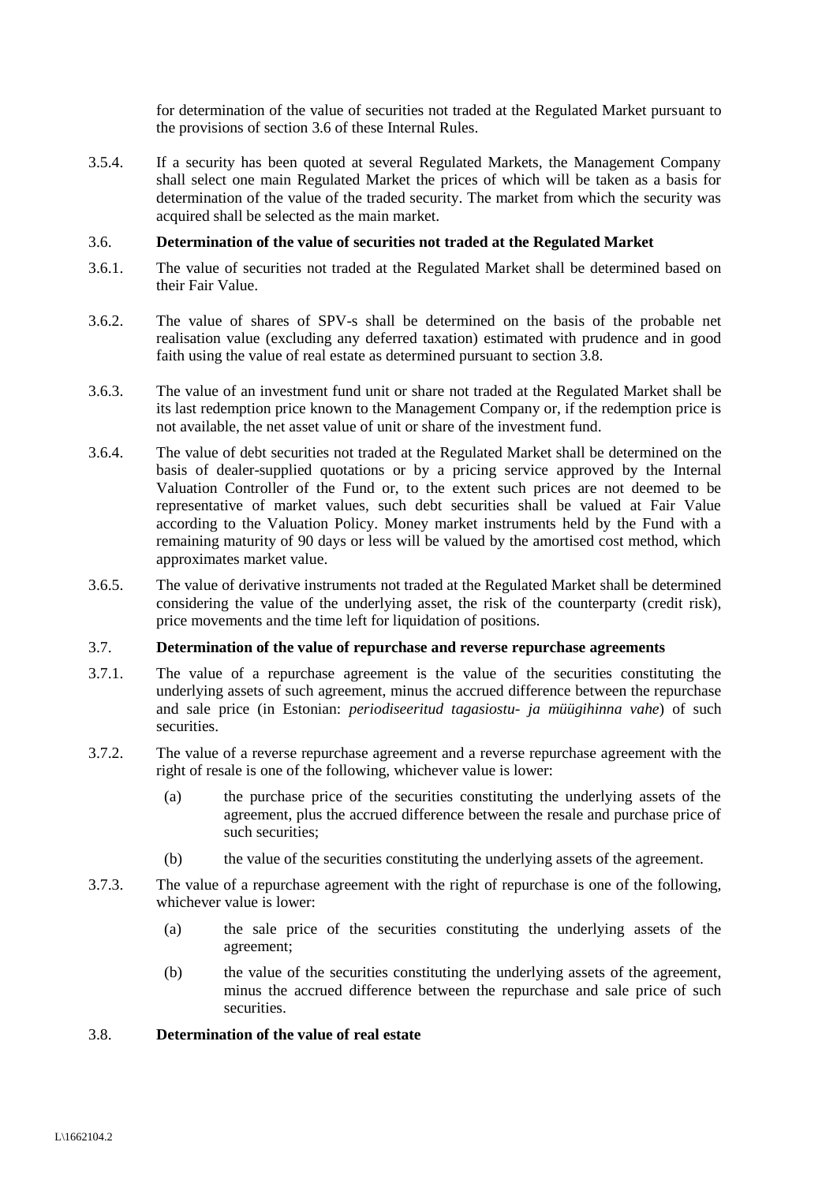for determination of the value of securities not traded at the Regulated Market pursuant to the provisions of section 3.6 of these Internal Rules.

3.5.4. If a security has been quoted at several Regulated Markets, the Management Company shall select one main Regulated Market the prices of which will be taken as a basis for determination of the value of the traded security. The market from which the security was acquired shall be selected as the main market.

### 3.6. Determination of the value of securities not traded at the Regulated Market

3.6.1. The value of securities not traded at the Regulated Market shall be determined based on their Fair Value.

3.6.2. The value of shares of SPV-s shall be determined on the basis of the probable net realisation value (excluding any deferred taxation) estimated with prudence and in good faith using the value of real estate as determined pursuant to section 3.8.

3.6.3. The value of an investment fund unit or share not traded at the Regulated Market shall be its last redemption price known to the Management Company or, if the redemption price is not available, the net asset value of unit or share of the investment fund.

3.6.4. The value of debt securities not traded at the Regulated Market shall be determined on the basis of dealer-supplied quotations or by a pricing service approved by the Internal Valuation Controller of the Fund or, to the extent such prices are not deemed to be representative of market values, such debt securities shall be valued at Fair Value according to the Valuation Policy. Money market instruments held by the Fund with a remaining maturity of 90 days or less will be valued by the amortised cost method, which approximates market value.

3.6.5. The value of derivative instruments not traded at the Regulated Market shall be determined considering the value of the underlying asset, the risk of the counterparty (credit risk), price movements and the time left for liquidation of positions.

### 3.7. Determination of the value of repurchase and reverse repurchase agreements

3.7.1. The value of a repurchase agreement is the value of the securities constituting the underlying assets of such agreement, minus the accrued difference between the repurchase and sale price (in Estonian: *periodiseeritud tagasiostu- ja müügihinna vahe*) of such securities.

3.7.2. The value of a reverse repurchase agreement and a reverse repurchase agreement with the right of resale is one of the following, whichever value is lower:

(a) the purchase price of the securities constituting the underlying assets of the agreement, plus the accrued difference between the resale and purchase price of such securities;

(b) the value of the securities constituting the underlying assets of the agreement.

3.7.3. The value of a repurchase agreement with the right of repurchase is one of the following, whichever value is lower:

(a) the sale price of the securities constituting the underlying assets of the agreement;

(b) the value of the securities constituting the underlying assets of the agreement, minus the accrued difference between the repurchase and sale price of such securities.

### 3.8. Determination of the value of real estate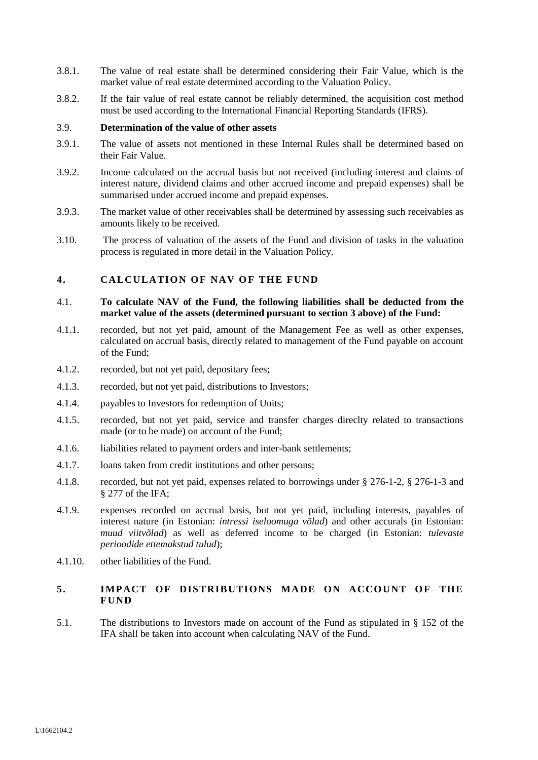3.8.1. The value of real estate shall be determined considering their Fair Value, which is the market value of real estate determined according to the Valuation Policy.

3.8.2. If the fair value of real estate cannot be reliably determined, the acquisition cost method must be used according to the International Financial Reporting Standards (IFRS).

3.9. **Determination of the value of other assets**

3.9.1. The value of assets not mentioned in these Internal Rules shall be determined based on their Fair Value.

3.9.2. Income calculated on the accrual basis but not received (including interest and claims of interest nature, dividend claims and other accrued income and prepaid expenses) shall be summarised under accrued income and prepaid expenses.

3.9.3. The market value of other receivables shall be determined by assessing such receivables as amounts likely to be received.

3.10. The process of valuation of the assets of the Fund and division of tasks in the valuation process is regulated in more detail in the Valuation Policy.

## 4. CALCULATION OF NAV OF THE FUND

4.1. **To calculate NAV of the Fund, the following liabilities shall be deducted from the market value of the assets (determined pursuant to section 3 above) of the Fund:**

4.1.1. recorded, but not yet paid, amount of the Management Fee as well as other expenses, calculated on accrual basis, directly related to management of the Fund payable on account of the Fund;

4.1.2. recorded, but not yet paid, depositary fees;

4.1.3. recorded, but not yet paid, distributions to Investors;

4.1.4. payables to Investors for redemption of Units;

4.1.5. recorded, but not yet paid, service and transfer charges direclty related to transactions made (or to be made) on account of the Fund;

4.1.6. liabilities related to payment orders and inter-bank settlements;

4.1.7. loans taken from credit institutions and other persons;

4.1.8. recorded, but not yet paid, expenses related to borrowings under § 276-1-2, § 276-1-3 and § 277 of the IFA;

4.1.9. expenses recorded on accrual basis, but not yet paid, including interests, payables of interest nature (in Estonian: *intressi iseloomuga võlad*) and other accurals (in Estonian: *muud viitvõlad*) as well as deferred income to be charged (in Estonian: *tulevaste perioodide ettemakstud tulud*);

4.1.10. other liabilities of the Fund.

## 5. IMPACT OF DISTRIBUTIONS MADE ON ACCOUNT OF THE FUND

5.1. The distributions to Investors made on account of the Fund as stipulated in § 152 of the IFA shall be taken into account when calculating NAV of the Fund.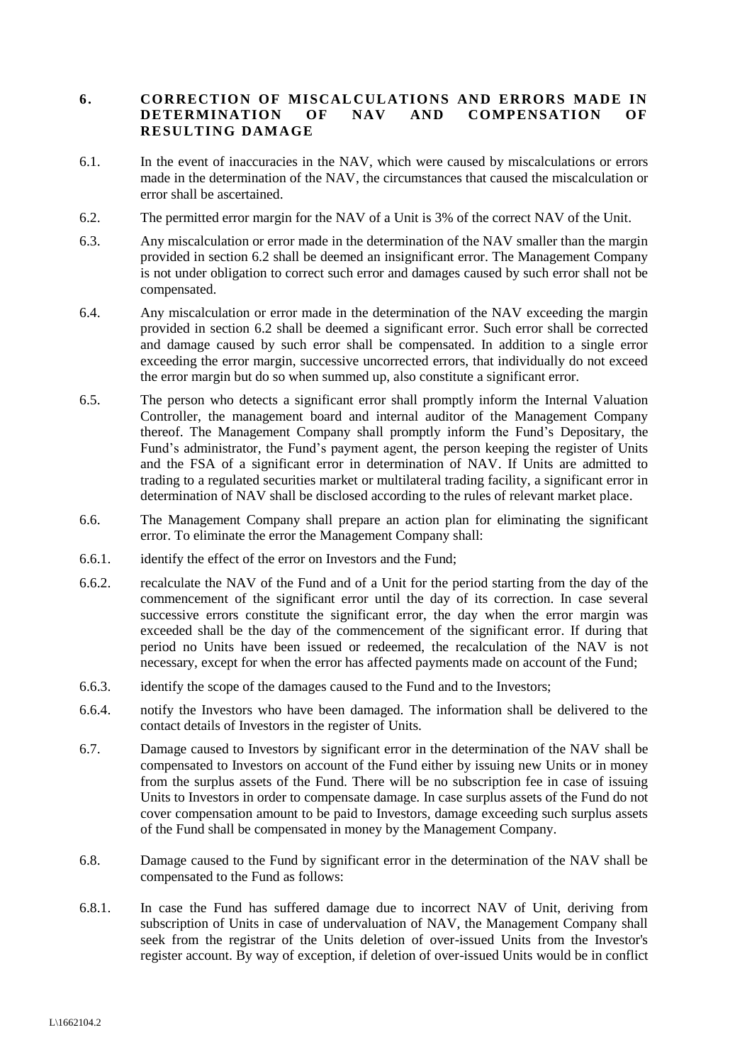## 6. CORRECTION OF MISCALCULATIONS AND ERRORS MADE IN DETERMINATION OF NAV AND COMPENSATION OF RESULTING DAMAGE

6.1. In the event of inaccuracies in the NAV, which were caused by miscalculations or errors made in the determination of the NAV, the circumstances that caused the miscalculation or error shall be ascertained.

6.2. The permitted error margin for the NAV of a Unit is 3% of the correct NAV of the Unit.

6.3. Any miscalculation or error made in the determination of the NAV smaller than the margin provided in section 6.2 shall be deemed an insignificant error. The Management Company is not under obligation to correct such error and damages caused by such error shall not be compensated.

6.4. Any miscalculation or error made in the determination of the NAV exceeding the margin provided in section 6.2 shall be deemed a significant error. Such error shall be corrected and damage caused by such error shall be compensated. In addition to a single error exceeding the error margin, successive uncorrected errors, that individually do not exceed the error margin but do so when summed up, also constitute a significant error.

6.5. The person who detects a significant error shall promptly inform the Internal Valuation Controller, the management board and internal auditor of the Management Company thereof. The Management Company shall promptly inform the Fund's Depositary, the Fund's administrator, the Fund's payment agent, the person keeping the register of Units and the FSA of a significant error in determination of NAV. If Units are admitted to trading to a regulated securities market or multilateral trading facility, a significant error in determination of NAV shall be disclosed according to the rules of relevant market place.

6.6. The Management Company shall prepare an action plan for eliminating the significant error. To eliminate the error the Management Company shall:

6.6.1. identify the effect of the error on Investors and the Fund;

6.6.2. recalculate the NAV of the Fund and of a Unit for the period starting from the day of the commencement of the significant error until the day of its correction. In case several successive errors constitute the significant error, the day when the error margin was exceeded shall be the day of the commencement of the significant error. If during that period no Units have been issued or redeemed, the recalculation of the NAV is not necessary, except for when the error has affected payments made on account of the Fund;

6.6.3. identify the scope of the damages caused to the Fund and to the Investors;

6.6.4. notify the Investors who have been damaged. The information shall be delivered to the contact details of Investors in the register of Units.

6.7. Damage caused to Investors by significant error in the determination of the NAV shall be compensated to Investors on account of the Fund either by issuing new Units or in money from the surplus assets of the Fund. There will be no subscription fee in case of issuing Units to Investors in order to compensate damage. In case surplus assets of the Fund do not cover compensation amount to be paid to Investors, damage exceeding such surplus assets of the Fund shall be compensated in money by the Management Company.

6.8. Damage caused to the Fund by significant error in the determination of the NAV shall be compensated to the Fund as follows:

6.8.1. In case the Fund has suffered damage due to incorrect NAV of Unit, deriving from subscription of Units in case of undervaluation of NAV, the Management Company shall seek from the registrar of the Units deletion of over-issued Units from the Investor's register account. By way of exception, if deletion of over-issued Units would be in conflict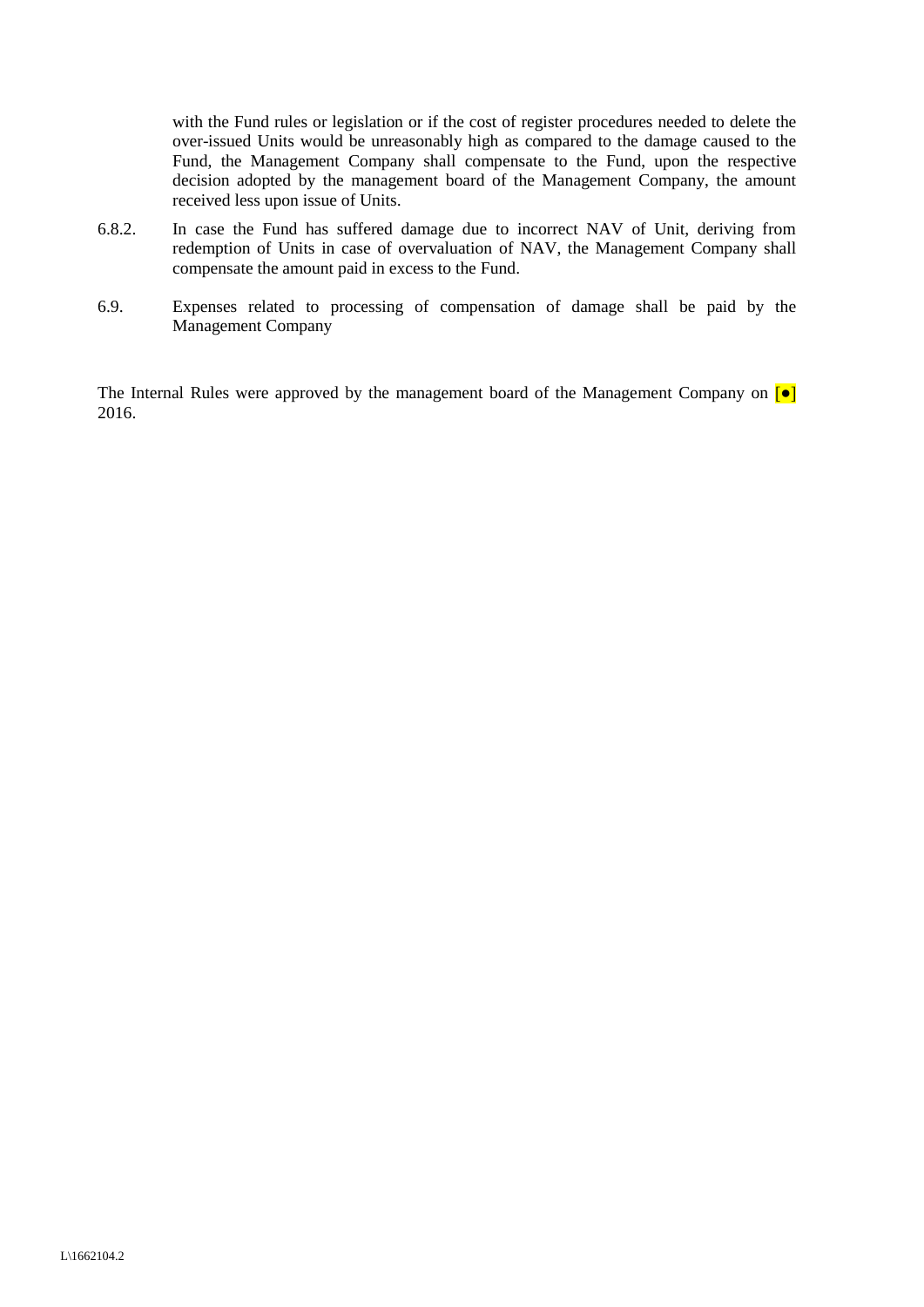with the Fund rules or legislation or if the cost of register procedures needed to delete the over-issued Units would be unreasonably high as compared to the damage caused to the Fund, the Management Company shall compensate to the Fund, upon the respective decision adopted by the management board of the Management Company, the amount received less upon issue of Units.

6.8.2. In case the Fund has suffered damage due to incorrect NAV of Unit, deriving from redemption of Units in case of overvaluation of NAV, the Management Company shall compensate the amount paid in excess to the Fund.

6.9. Expenses related to processing of compensation of damage shall be paid by the Management Company

The Internal Rules were approved by the management board of the Management Company on [●] 2016.